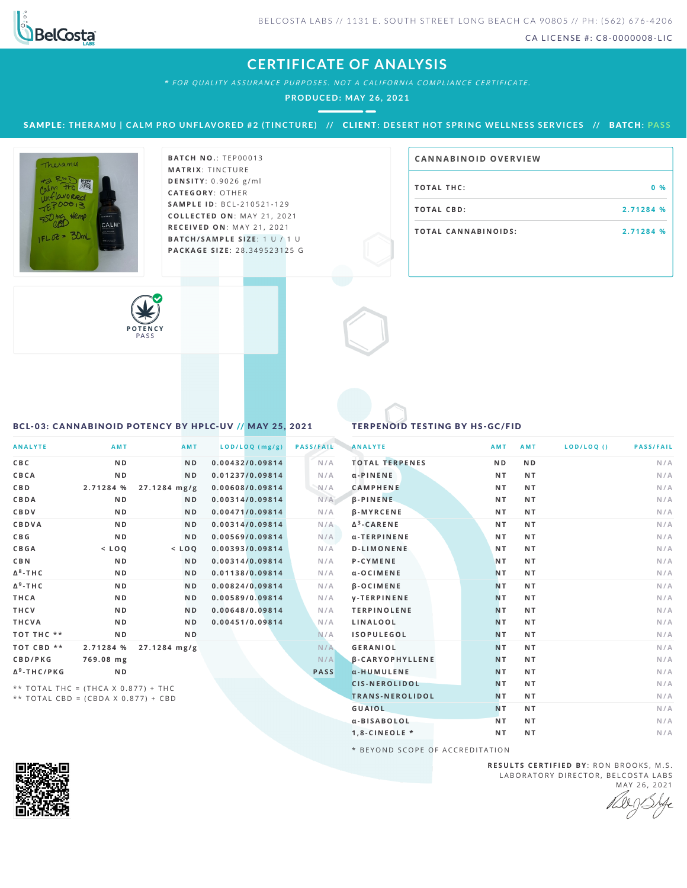BELCOSTA LABS // 1131 E. SOUTH STREET LONG BEACH CA 90805 // PH: (562) 676-4206

CA LICENSE #: C8-0000008-LIC

# CERTIFICATE OF ANALYSIS

*\* FOR QUALITY ASSURANCE PURPOSES. NOT A CALIFORNIA COMPLIANCE CERTIFICATE.*

**PRODUCED: MAY 26, 2021**

**SAMPLE:** THERAMU | CALM PRO UNFLAVORED #2 (TINCTURE) // **CLIENT:** DESERT HOT SPRING WELLNESS SERVICES // **BATCH:** PASS

**BATCH NO.:** TEP00013
**MATRIX:** TINCTURE
**DENSITY:** 0.9026 g/ml
**CATEGORY:** OTHER
**SAMPLE ID:** BCL-210521-129
**COLLECTED ON:** MAY 21, 2021
**RECEIVED ON:** MAY 21, 2021
**BATCH/SAMPLE SIZE:** 1 U / 1 U
**PACKAGE SIZE:** 28.349523125 G

## CANNABINOID OVERVIEW

| | |
|---|---|
| TOTAL THC: | 0 % |
| TOTAL CBD: | 2.71284 % |
| TOTAL CANNABINOIDS: | 2.71284 % |

POTENCY PASS

## BCL-03: CANNABINOID POTENCY BY HPLC-UV // MAY 25, 2021

| ANALYTE | AMT | AMT | LOD/LOQ (mg/g) | PASS/FAIL |
|---|---|---|---|---|
| CBC | ND | ND | 0.00432/0.09814 | N/A |
| CBCA | ND | ND | 0.01237/0.09814 | N/A |
| CBD | 2.71284 % | 27.1284 mg/g | 0.00608/0.09814 | N/A |
| CBDA | ND | ND | 0.00314/0.09814 | N/A |
| CBDV | ND | ND | 0.00471/0.09814 | N/A |
| CBDVA | ND | ND | 0.00314/0.09814 | N/A |
| CBG | ND | ND | 0.00569/0.09814 | N/A |
| CBGA | < LOQ | < LOQ | 0.00393/0.09814 | N/A |
| CBN | ND | ND | 0.00314/0.09814 | N/A |
| $\Delta^8$-THC | ND | ND | 0.01138/0.09814 | N/A |
| $\Delta^9$-THC | ND | ND | 0.00824/0.09814 | N/A |
| THCA | ND | ND | 0.00589/0.09814 | N/A |
| THCV | ND | ND | 0.00648/0.09814 | N/A |
| THCVA | ND | ND | 0.00451/0.09814 | N/A |
| TOT THC ** | ND | ND | | N/A |
| TOT CBD ** | 2.71284 % | 27.1284 mg/g | | N/A |
| CBD/PKG | 769.08 mg | | | N/A |
| $\Delta^9$-THC/PKG | ND | | | PASS |

** TOTAL THC = (THCA X 0.877) + THC
** TOTAL CBD = (CBDA X 0.877) + CBD

## TERPENOID TESTING BY HS-GC/FID

| ANALYTE | AMT | AMT | LOD/LOQ () | PASS/FAIL |
|---|---|---|---|---|
| TOTAL TERPENES | ND | ND | | N/A |
| α-PINENE | NT | NT | | N/A |
| CAMPHENE | NT | NT | | N/A |
| β-PINENE | NT | NT | | N/A |
| β-MYRCENE | NT | NT | | N/A |
| $\Delta^3$-CARENE | NT | NT | | N/A |
| α-TERPINENE | NT | NT | | N/A |
| D-LIMONENE | NT | NT | | N/A |
| P-CYMENE | NT | NT | | N/A |
| α-OCIMENE | NT | NT | | N/A |
| β-OCIMENE | NT | NT | | N/A |
| γ-TERPINENE | NT | NT | | N/A |
| TERPINOLENE | NT | NT | | N/A |
| LINALOOL | NT | NT | | N/A |
| ISOPULEGOL | NT | NT | | N/A |
| GERANIOL | NT | NT | | N/A |
| β-CARYOPHYLLENE | NT | NT | | N/A |
| α-HUMULENE | NT | NT | | N/A |
| CIS-NEROLIDOL | NT | NT | | N/A |
| TRANS-NEROLIDOL | NT | NT | | N/A |
| GUAIOL | NT | NT | | N/A |
| α-BISABOLOL | NT | NT | | N/A |
| 1,8-CINEOLE * | NT | NT | | N/A |

\* BEYOND SCOPE OF ACCREDITATION

**RESULTS CERTIFIED BY:** RON BROOKS, M.S.
LABORATORY DIRECTOR, BELCOSTA LABS
MAY 26, 2021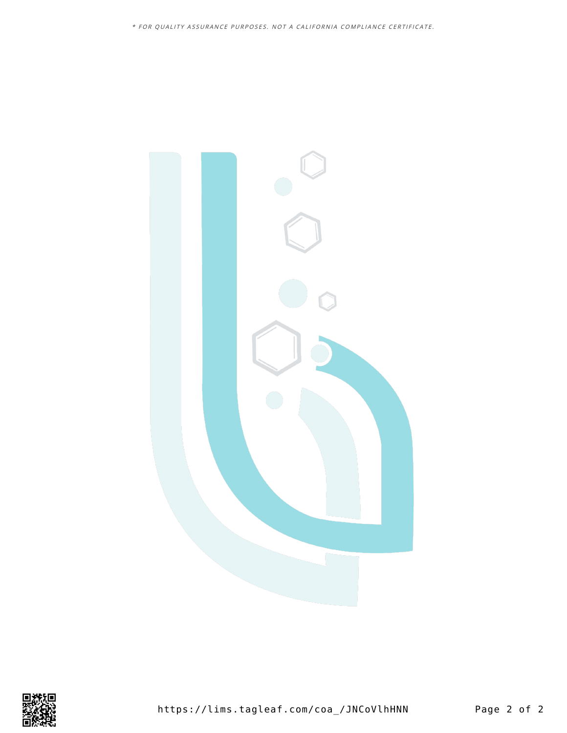*\* FOR QUALITY ASSURANCE PURPOSES. NOT A CALIFORNIA COMPLIANCE CERTIFICATE.*

https://lims.tagleaf.com/coa_/JNCoVlhHNN